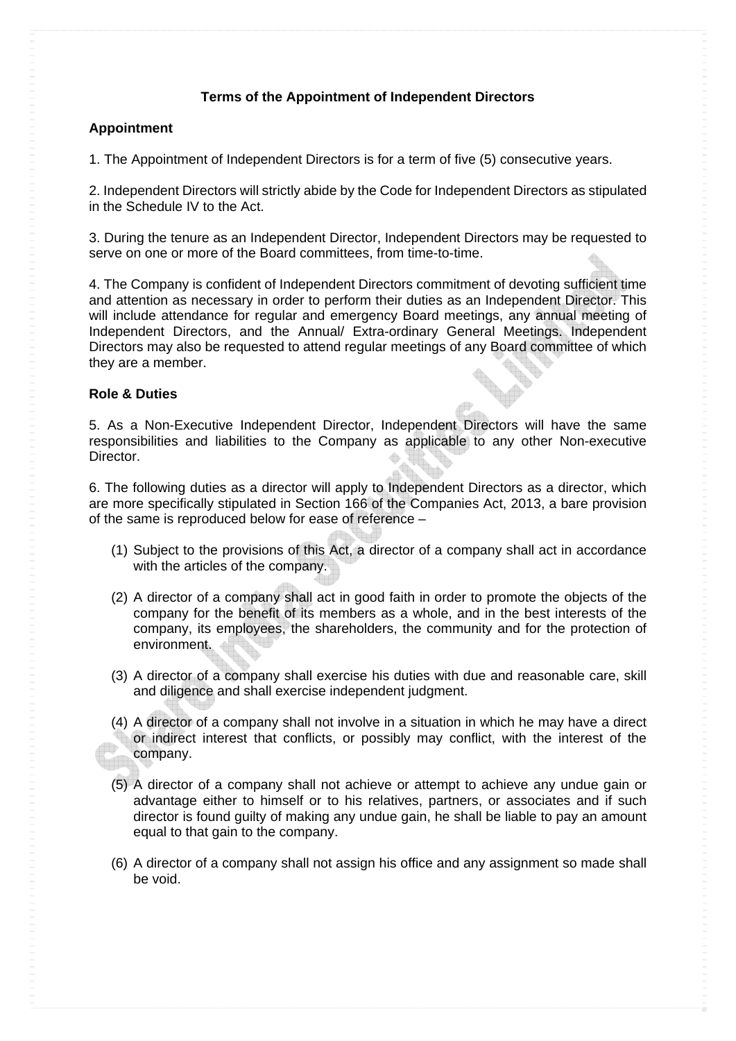# Terms of the Appointment of Independent Directors

## Appointment

1. The Appointment of Independent Directors is for a term of five (5) consecutive years.

2. Independent Directors will strictly abide by the Code for Independent Directors as stipulated in the Schedule IV to the Act.

3. During the tenure as an Independent Director, Independent Directors may be requested to serve on one or more of the Board committees, from time-to-time.

4. The Company is confident of Independent Directors commitment of devoting sufficient time and attention as necessary in order to perform their duties as an Independent Director. This will include attendance for regular and emergency Board meetings, any annual meeting of Independent Directors, and the Annual/ Extra-ordinary General Meetings. Independent Directors may also be requested to attend regular meetings of any Board committee of which they are a member.

## Role & Duties

5. As a Non-Executive Independent Director, Independent Directors will have the same responsibilities and liabilities to the Company as applicable to any other Non-executive Director.

6. The following duties as a director will apply to Independent Directors as a director, which are more specifically stipulated in Section 166 of the Companies Act, 2013, a bare provision of the same is reproduced below for ease of reference –

(1) Subject to the provisions of this Act, a director of a company shall act in accordance with the articles of the company.

(2) A director of a company shall act in good faith in order to promote the objects of the company for the benefit of its members as a whole, and in the best interests of the company, its employees, the shareholders, the community and for the protection of environment.

(3) A director of a company shall exercise his duties with due and reasonable care, skill and diligence and shall exercise independent judgment.

(4) A director of a company shall not involve in a situation in which he may have a direct or indirect interest that conflicts, or possibly may conflict, with the interest of the company.

(5) A director of a company shall not achieve or attempt to achieve any undue gain or advantage either to himself or to his relatives, partners, or associates and if such director is found guilty of making any undue gain, he shall be liable to pay an amount equal to that gain to the company.

(6) A director of a company shall not assign his office and any assignment so made shall be void.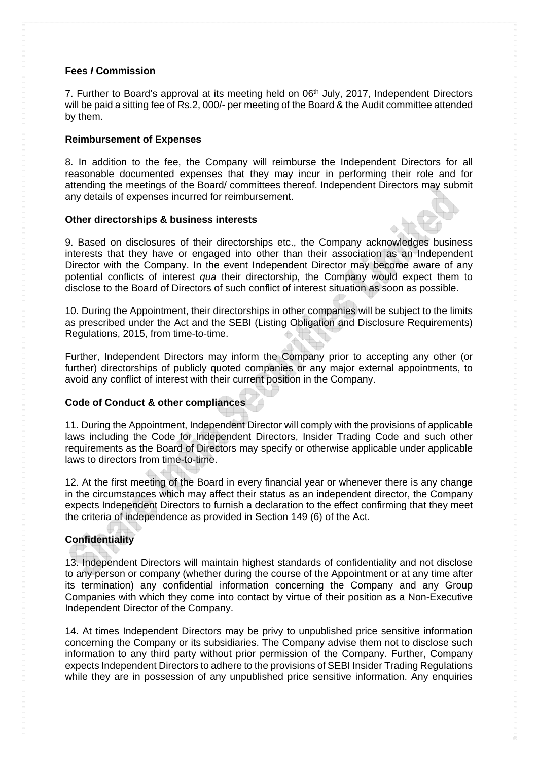**Fees / Commission**

7. Further to Board's approval at its meeting held on 06th July, 2017, Independent Directors will be paid a sitting fee of Rs.2, 000/- per meeting of the Board & the Audit committee attended by them.

**Reimbursement of Expenses**

8. In addition to the fee, the Company will reimburse the Independent Directors for all reasonable documented expenses that they may incur in performing their role and for attending the meetings of the Board/ committees thereof. Independent Directors may submit any details of expenses incurred for reimbursement.

**Other directorships & business interests**

9. Based on disclosures of their directorships etc., the Company acknowledges business interests that they have or engaged into other than their association as an Independent Director with the Company. In the event Independent Director may become aware of any potential conflicts of interest *qua* their directorship, the Company would expect them to disclose to the Board of Directors of such conflict of interest situation as soon as possible.

10. During the Appointment, their directorships in other companies will be subject to the limits as prescribed under the Act and the SEBI (Listing Obligation and Disclosure Requirements) Regulations, 2015, from time-to-time.

Further, Independent Directors may inform the Company prior to accepting any other (or further) directorships of publicly quoted companies or any major external appointments, to avoid any conflict of interest with their current position in the Company.

**Code of Conduct & other compliances**

11. During the Appointment, Independent Director will comply with the provisions of applicable laws including the Code for Independent Directors, Insider Trading Code and such other requirements as the Board of Directors may specify or otherwise applicable under applicable laws to directors from time-to-time.

12. At the first meeting of the Board in every financial year or whenever there is any change in the circumstances which may affect their status as an independent director, the Company expects Independent Directors to furnish a declaration to the effect confirming that they meet the criteria of independence as provided in Section 149 (6) of the Act.

**Confidentiality**

13. Independent Directors will maintain highest standards of confidentiality and not disclose to any person or company (whether during the course of the Appointment or at any time after its termination) any confidential information concerning the Company and any Group Companies with which they come into contact by virtue of their position as a Non-Executive Independent Director of the Company.

14. At times Independent Directors may be privy to unpublished price sensitive information concerning the Company or its subsidiaries. The Company advise them not to disclose such information to any third party without prior permission of the Company. Further, Company expects Independent Directors to adhere to the provisions of SEBI Insider Trading Regulations while they are in possession of any unpublished price sensitive information. Any enquiries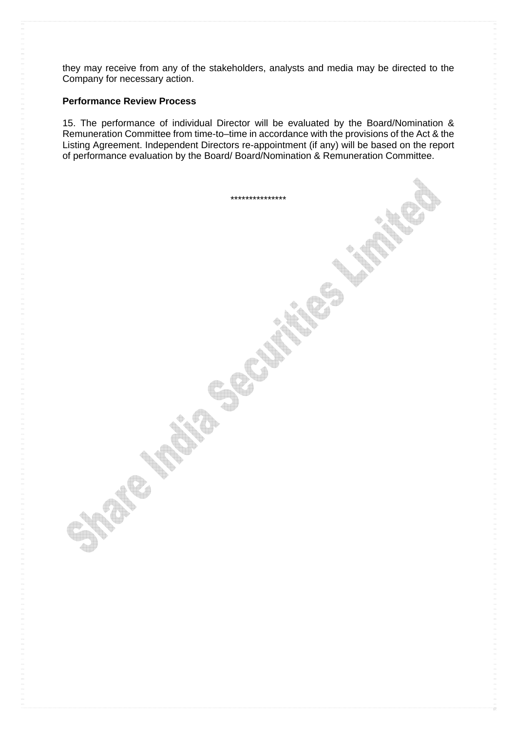they may receive from any of the stakeholders, analysts and media may be directed to the Company for necessary action.

**Performance Review Process**

15. The performance of individual Director will be evaluated by the Board/Nomination & Remuneration Committee from time-to–time in accordance with the provisions of the Act & the Listing Agreement. Independent Directors re-appointment (if any) will be based on the report of performance evaluation by the Board/ Board/Nomination & Remuneration Committee.

***************